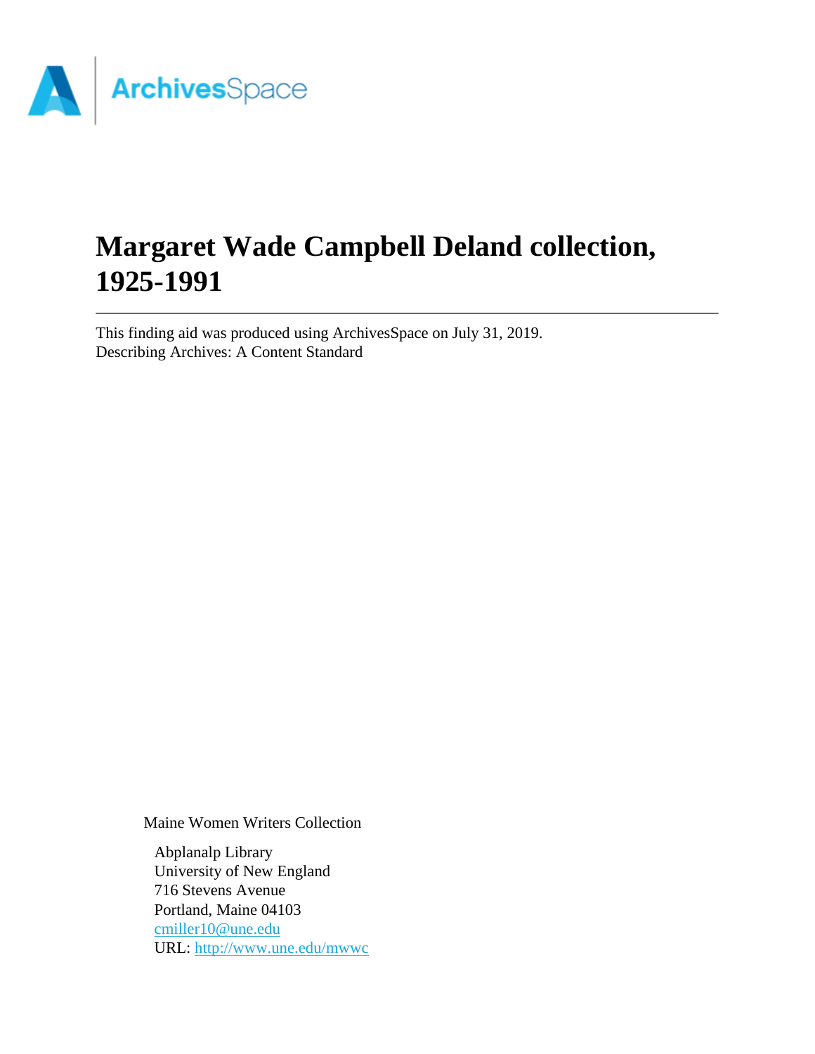# Margaret Wade Campbell Deland collection, 1925-1991

This finding aid was produced using ArchivesSpace on July 31, 2019.
Describing Archives: A Content Standard

Maine Women Writers Collection

Abplanalp Library
University of New England
716 Stevens Avenue
Portland, Maine 04103
cmiller10@une.edu
URL: http://www.une.edu/mwwc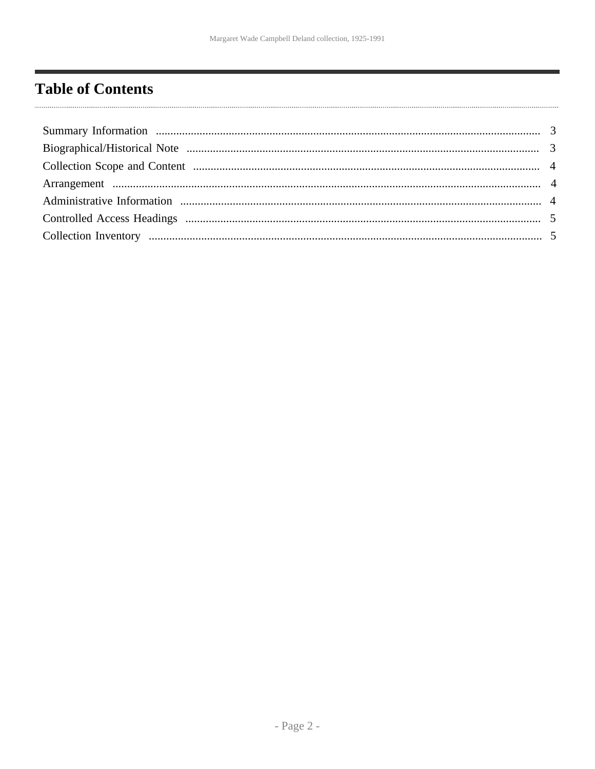# Table of Contents

Summary Information ........................................................................ 3
Biographical/Historical Note ........................................................................ 3
Collection Scope and Content ........................................................................ 4
Arrangement ........................................................................ 4
Administrative Information ........................................................................ 4
Controlled Access Headings ........................................................................ 5
Collection Inventory ........................................................................ 5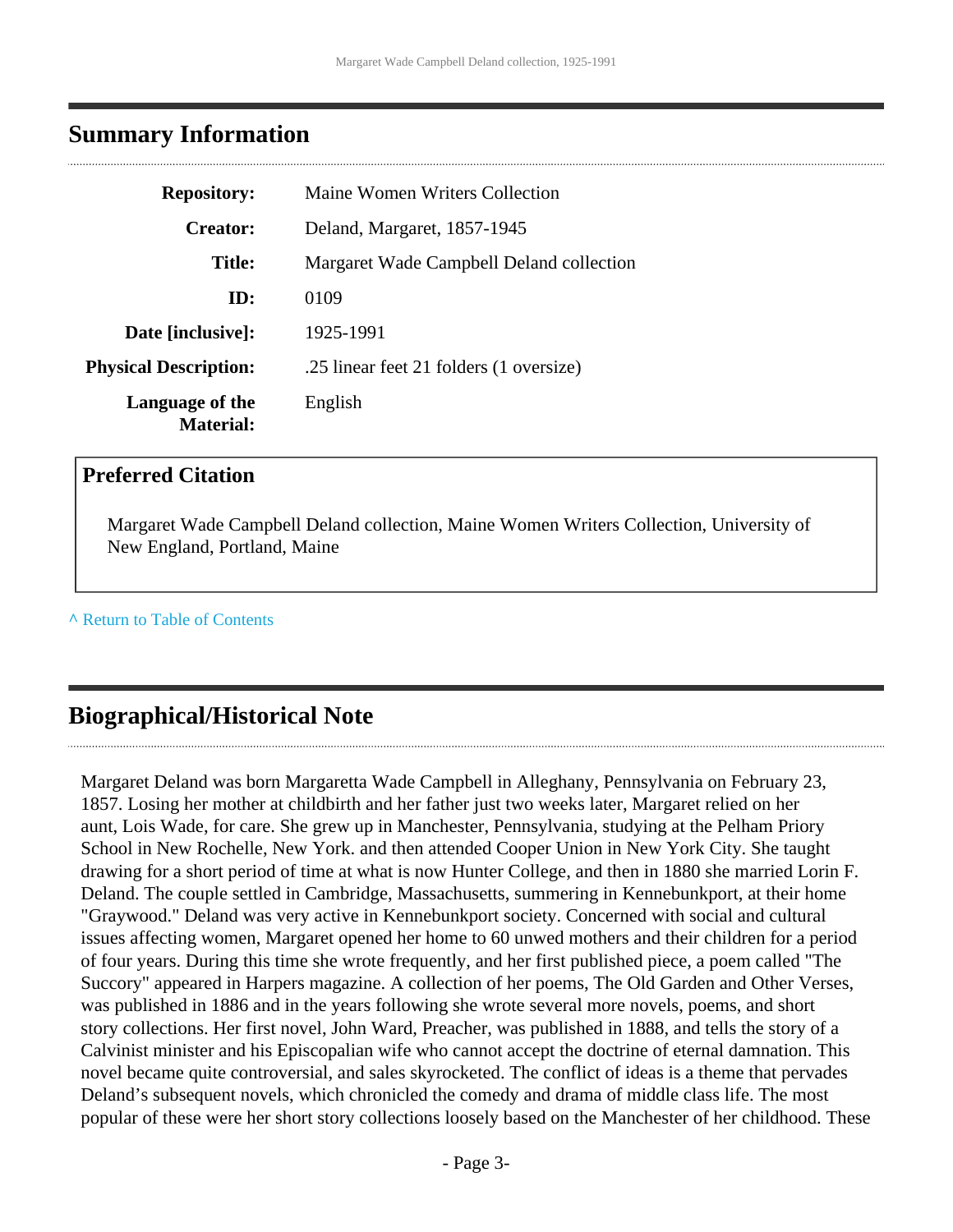## Summary Information

| | |
|---|---|
| **Repository:** | Maine Women Writers Collection |
| **Creator:** | Deland, Margaret, 1857-1945 |
| **Title:** | Margaret Wade Campbell Deland collection |
| **ID:** | 0109 |
| **Date [inclusive]:** | 1925-1991 |
| **Physical Description:** | .25 linear feet 21 folders (1 oversize) |
| **Language of the Material:** | English |

### Preferred Citation

Margaret Wade Campbell Deland collection, Maine Women Writers Collection, University of New England, Portland, Maine

^ Return to Table of Contents

## Biographical/Historical Note

Margaret Deland was born Margaretta Wade Campbell in Alleghany, Pennsylvania on February 23, 1857. Losing her mother at childbirth and her father just two weeks later, Margaret relied on her aunt, Lois Wade, for care. She grew up in Manchester, Pennsylvania, studying at the Pelham Priory School in New Rochelle, New York. and then attended Cooper Union in New York City. She taught drawing for a short period of time at what is now Hunter College, and then in 1880 she married Lorin F. Deland. The couple settled in Cambridge, Massachusetts, summering in Kennebunkport, at their home "Graywood." Deland was very active in Kennebunkport society. Concerned with social and cultural issues affecting women, Margaret opened her home to 60 unwed mothers and their children for a period of four years. During this time she wrote frequently, and her first published piece, a poem called "The Succory" appeared in Harpers magazine. A collection of her poems, The Old Garden and Other Verses, was published in 1886 and in the years following she wrote several more novels, poems, and short story collections. Her first novel, John Ward, Preacher, was published in 1888, and tells the story of a Calvinist minister and his Episcopalian wife who cannot accept the doctrine of eternal damnation. This novel became quite controversial, and sales skyrocketed. The conflict of ideas is a theme that pervades Deland's subsequent novels, which chronicled the comedy and drama of middle class life. The most popular of these were her short story collections loosely based on the Manchester of her childhood. These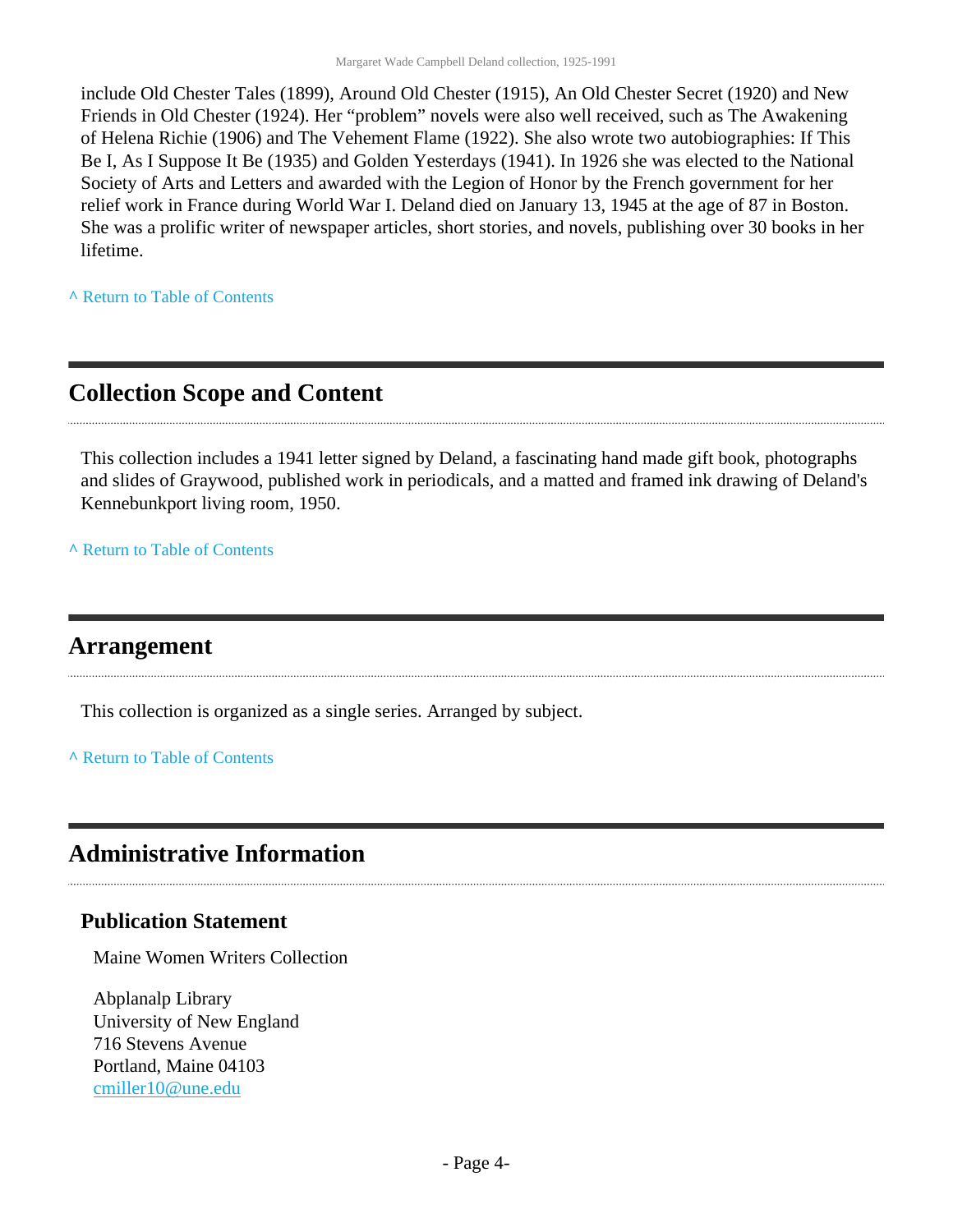include Old Chester Tales (1899), Around Old Chester (1915), An Old Chester Secret (1920) and New Friends in Old Chester (1924). Her “problem” novels were also well received, such as The Awakening of Helena Richie (1906) and The Vehement Flame (1922). She also wrote two autobiographies: If This Be I, As I Suppose It Be (1935) and Golden Yesterdays (1941). In 1926 she was elected to the National Society of Arts and Letters and awarded with the Legion of Honor by the French government for her relief work in France during World War I. Deland died on January 13, 1945 at the age of 87 in Boston. She was a prolific writer of newspaper articles, short stories, and novels, publishing over 30 books in her lifetime.

^ Return to Table of Contents

## Collection Scope and Content

This collection includes a 1941 letter signed by Deland, a fascinating hand made gift book, photographs and slides of Graywood, published work in periodicals, and a matted and framed ink drawing of Deland's Kennebunkport living room, 1950.

^ Return to Table of Contents

## Arrangement

This collection is organized as a single series. Arranged by subject.

^ Return to Table of Contents

## Administrative Information

### Publication Statement

Maine Women Writers Collection

Abplanalp Library
University of New England
716 Stevens Avenue
Portland, Maine 04103
cmiller10@une.edu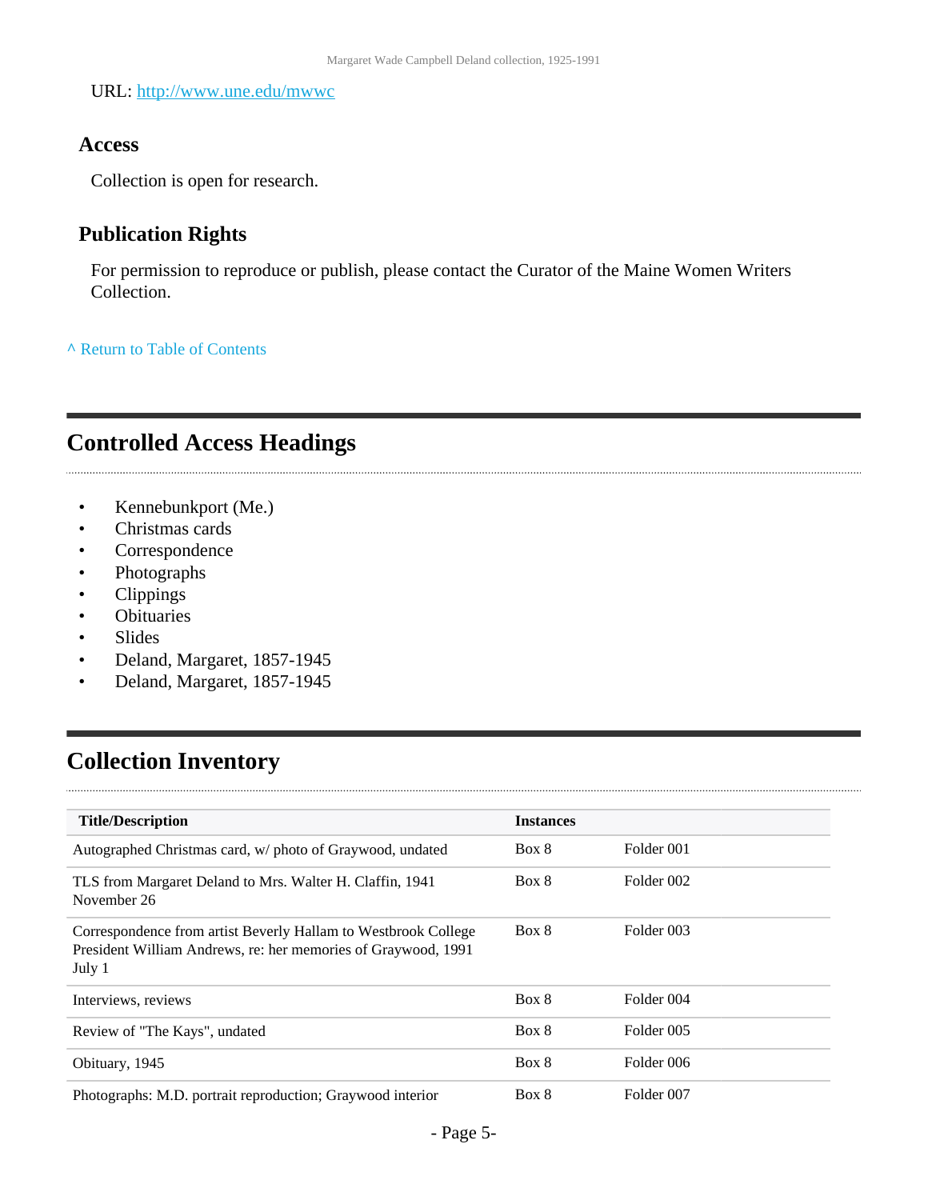URL: [http://www.une.edu/mwwc](http://www.une.edu/mwwc)

### Access

Collection is open for research.

### Publication Rights

For permission to reproduce or publish, please contact the Curator of the Maine Women Writers Collection.

^ Return to Table of Contents

## Controlled Access Headings

- Kennebunkport (Me.)
- Christmas cards
- Correspondence
- Photographs
- Clippings
- Obituaries
- Slides
- Deland, Margaret, 1857-1945
- Deland, Margaret, 1857-1945

## Collection Inventory

| Title/Description | Instances | |
|---|---|---|
| Autographed Christmas card, w/ photo of Graywood, undated | Box 8 | Folder 001 |
| TLS from Margaret Deland to Mrs. Walter H. Claffin, 1941 November 26 | Box 8 | Folder 002 |
| Correspondence from artist Beverly Hallam to Westbrook College President William Andrews, re: her memories of Graywood, 1991 July 1 | Box 8 | Folder 003 |
| Interviews, reviews | Box 8 | Folder 004 |
| Review of "The Kays", undated | Box 8 | Folder 005 |
| Obituary, 1945 | Box 8 | Folder 006 |
| Photographs: M.D. portrait reproduction; Graywood interior | Box 8 | Folder 007 |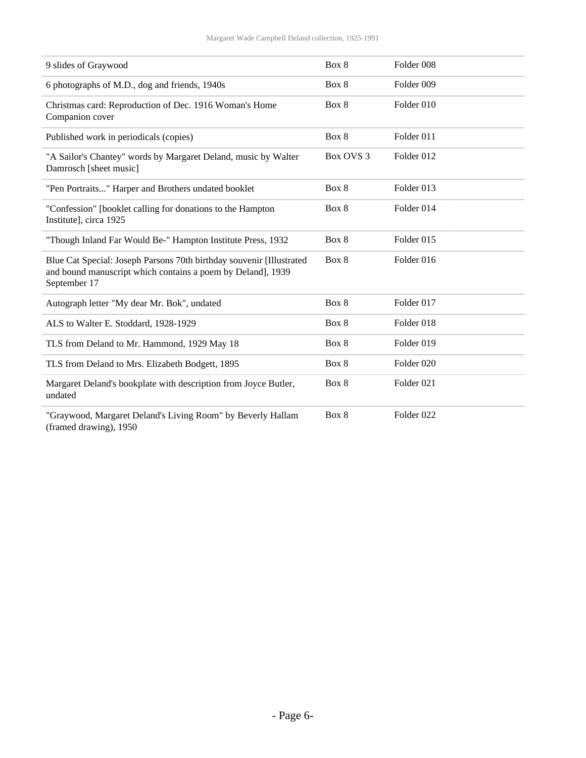| | | |
|---|---|---|
| 9 slides of Graywood | Box 8 | Folder 008 |
| 6 photographs of M.D., dog and friends, 1940s | Box 8 | Folder 009 |
| Christmas card: Reproduction of Dec. 1916 Woman's Home Companion cover | Box 8 | Folder 010 |
| Published work in periodicals (copies) | Box 8 | Folder 011 |
| "A Sailor's Chantey" words by Margaret Deland, music by Walter Damrosch [sheet music] | Box OVS 3 | Folder 012 |
| "Pen Portraits..." Harper and Brothers undated booklet | Box 8 | Folder 013 |
| "Confession" [booklet calling for donations to the Hampton Institute], circa 1925 | Box 8 | Folder 014 |
| "Though Inland Far Would Be-" Hampton Institute Press, 1932 | Box 8 | Folder 015 |
| Blue Cat Special: Joseph Parsons 70th birthday souvenir [Illustrated and bound manuscript which contains a poem by Deland], 1939 September 17 | Box 8 | Folder 016 |
| Autograph letter "My dear Mr. Bok", undated | Box 8 | Folder 017 |
| ALS to Walter E. Stoddard, 1928-1929 | Box 8 | Folder 018 |
| TLS from Deland to Mr. Hammond, 1929 May 18 | Box 8 | Folder 019 |
| TLS from Deland to Mrs. Elizabeth Bodgett, 1895 | Box 8 | Folder 020 |
| Margaret Deland's bookplate with description from Joyce Butler, undated | Box 8 | Folder 021 |
| "Graywood, Margaret Deland's Living Room" by Beverly Hallam (framed drawing), 1950 | Box 8 | Folder 022 |